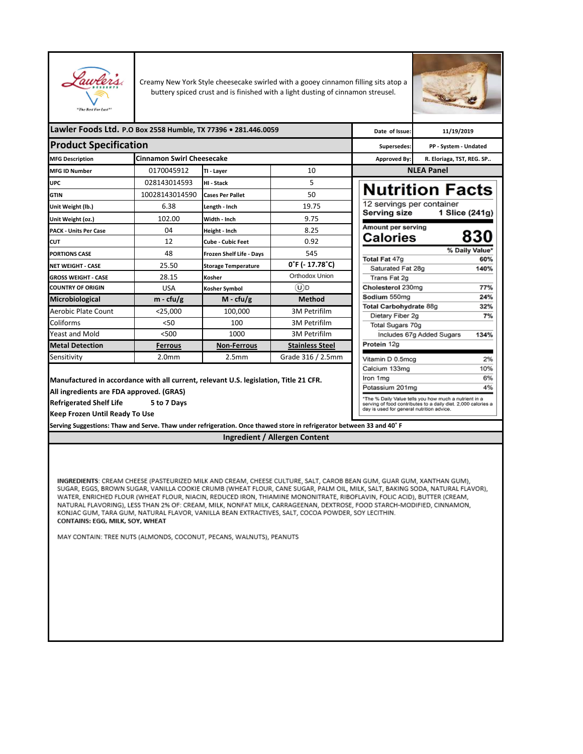Creamy New York Style cheesecake swirled with a gooey cinnamon filling sits atop a buttery spiced crust and is finished with a light dusting of cinnamon streusel.

**Lawler Foods Ltd.** P.O Box 2558 Humble, TX 77396 • 281.446.0059

## Product Specification

| | |
|---|---|
| Date of Issue: | 11/19/2019 |
| Supersedes: | PP - System - Undated |
| Approved By: | R. Eloriaga, TST, REG. SP.. |

| | | | |
|---|---|---|---|
| MFG Description | Cinnamon Swirl Cheesecake | | |
| MFG ID Number | 0170045912 | TI - Layer | 10 |
| UPC | 028143014593 | HI - Stack | 5 |
| GTIN | 10028143014590 | Cases Per Pallet | 50 |
| Unit Weight (lb.) | 6.38 | Length - Inch | 19.75 |
| Unit Weight (oz.) | 102.00 | Width - Inch | 9.75 |
| PACK - Units Per Case | 04 | Height - Inch | 8.25 |
| CUT | 12 | Cube - Cubic Feet | 0.92 |
| PORTIONS CASE | 48 | Frozen Shelf Life - Days | 545 |
| NET WEIGHT - CASE | 25.50 | Storage Temperature | 0˚F (- 17.78˚C) |
| GROSS WEIGHT - CASE | 28.15 | Kosher | Orthodox Union |
| COUNTRY OF ORIGIN | USA | Kosher Symbol | ⓤD |
| **Microbiological** | **m - cfu/g** | **M - cfu/g** | **Method** |
| Aerobic Plate Count | <25,000 | 100,000 | 3M Petrifilm |
| Coliforms | <50 | 100 | 3M Petrifilm |
| Yeast and Mold | <500 | 1000 | 3M Petrifilm |
| **Metal Detection** | **Ferrous** | **Non-Ferrous** | **Stainless Steel** |
| Sensitivity | 2.0mm | 2.5mm | Grade 316 / 2.5mm |

### NLEA Panel

**Nutrition Facts**

12 servings per container
**Serving size** **1 Slice (241g)**

Amount per serving
**Calories** **830**

| | % Daily Value* |
|---|---|
| **Total Fat** 47g | **60%** |
| Saturated Fat 28g | **140%** |
| Trans Fat 2g | |
| **Cholesterol** 230mg | **77%** |
| **Sodium** 550mg | **24%** |
| **Total Carbohydrate** 88g | **32%** |
| Dietary Fiber 2g | **7%** |
| Total Sugars 70g | |
| Includes 67g Added Sugars | **134%** |
| **Protein** 12g | |
| Vitamin D 0.5mcg | 2% |
| Calcium 133mg | 10% |
| Iron 1mg | 6% |
| Potassium 201mg | 4% |

*The % Daily Value tells you how much a nutrient in a serving of food contributes to a daily diet. 2,000 calories a day is used for general nutrition advice.

**Manufactured in accordance with all current, relevant U.S. legislation, Title 21 CFR.**
**All ingredients are FDA approved. (GRAS)**
**Refrigerated Shelf Life** **5 to 7 Days**
**Keep Frozen Until Ready To Use**

**Serving Suggestions: Thaw and Serve. Thaw under refrigeration. Once thawed store in refrigerator between 33 and 40˚ F**

### Ingredient / Allergen Content

**INGREDIENTS**: CREAM CHEESE (PASTEURIZED MILK AND CREAM, CHEESE CULTURE, SALT, CAROB BEAN GUM, GUAR GUM, XANTHAN GUM), SUGAR, EGGS, BROWN SUGAR, VANILLA COOKIE CRUMB (WHEAT FLOUR, CANE SUGAR, PALM OIL, MILK, SALT, BAKING SODA, NATURAL FLAVOR), WATER, ENRICHED FLOUR (WHEAT FLOUR, NIACIN, REDUCED IRON, THIAMINE MONONITRATE, RIBOFLAVIN, FOLIC ACID), BUTTER (CREAM, NATURAL FLAVORING), LESS THAN 2% OF: CREAM, MILK, NONFAT MILK, CARRAGEENAN, DEXTROSE, FOOD STARCH-MODIFIED, CINNAMON, KONJAC GUM, TARA GUM, NATURAL FLAVOR, VANILLA BEAN EXTRACTIVES, SALT, COCOA POWDER, SOY LECITHIN.
**CONTAINS: EGG, MILK, SOY, WHEAT**

MAY CONTAIN: TREE NUTS (ALMONDS, COCONUT, PECANS, WALNUTS), PEANUTS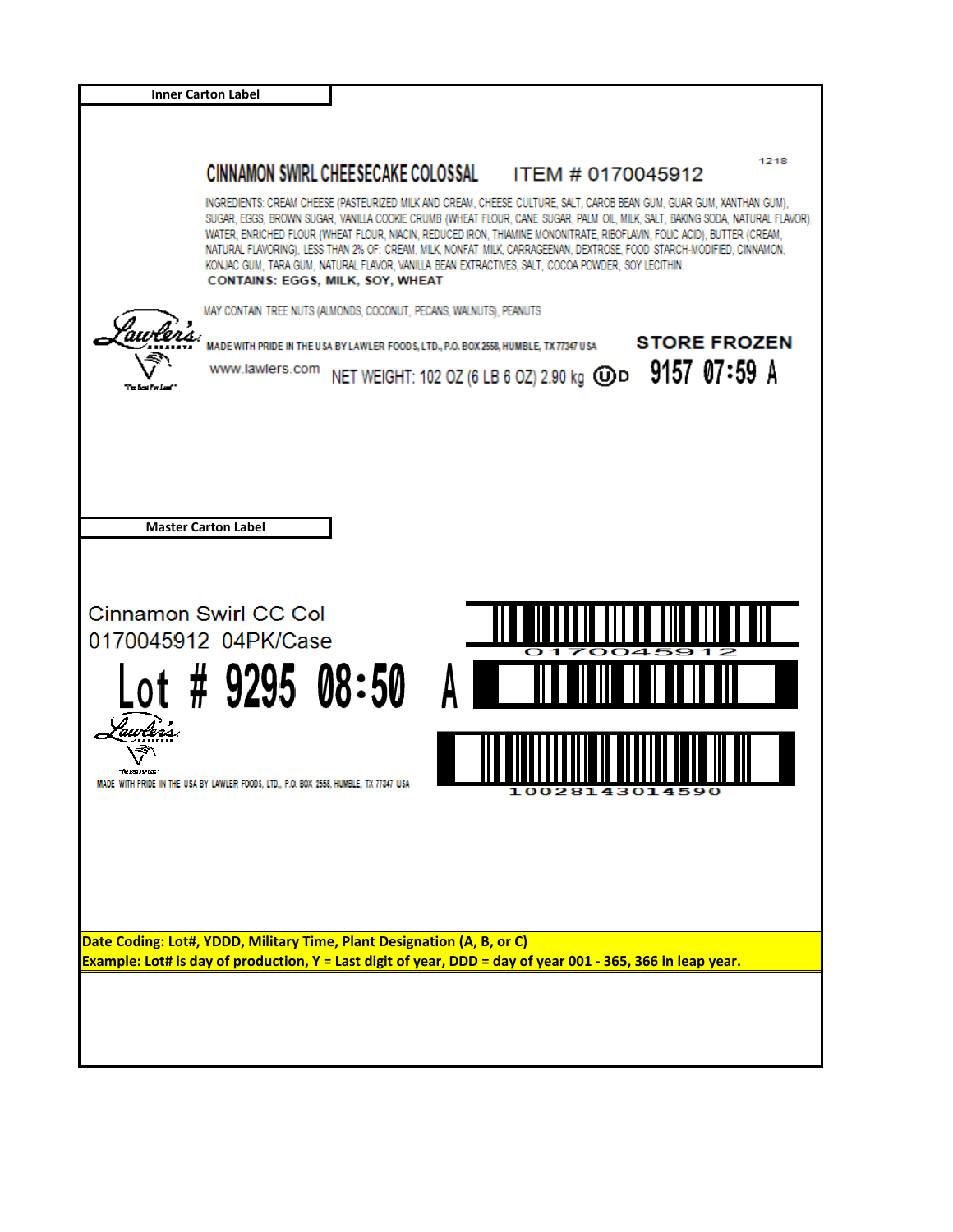**Inner Carton Label**

1218

## CINNAMON SWIRL CHEESECAKE COLOSSAL ITEM # 0170045912

INGREDIENTS: CREAM CHEESE (PASTEURIZED MILK AND CREAM, CHEESE CULTURE, SALT, CAROB BEAN GUM, GUAR GUM, XANTHAN GUM), SUGAR, EGGS, BROWN SUGAR, VANILLA COOKIE CRUMB (WHEAT FLOUR, CANE SUGAR, PALM OIL, MILK, SALT, BAKING SODA, NATURAL FLAVOR) WATER, ENRICHED FLOUR (WHEAT FLOUR, NIACIN, REDUCED IRON, THIAMINE MONONITRATE, RIBOFLAVIN, FOLIC ACID), BUTTER (CREAM, NATURAL FLAVORING), LESS THAN 2% OF: CREAM, MILK, NONFAT MILK, CARRAGEENAN, DEXTROSE, FOOD STARCH-MODIFIED, CINNAMON, KONJAC GUM, TARA GUM, NATURAL FLAVOR, VANILLA BEAN EXTRACTIVES, SALT, COCOA POWDER, SOY LECITHIN.

**CONTAINS: EGGS, MILK, SOY, WHEAT**

MAY CONTAIN TREE NUTS (ALMONDS, COCONUT, PECANS, WALNUTS), PEANUTS

Lawler's Desserts "The Best For Last"

MADE WITH PRIDE IN THE USA BY LAWLER FOODS, LTD., P.O. BOX 2558, HUMBLE, TX 77347 USA

**STORE FROZEN**

www.lawlers.com NET WEIGHT: 102 OZ (6 LB 6 OZ) 2.90 kg ⓤD **9157 07:59 A**

**Master Carton Label**

Cinnamon Swirl CC Col
0170045912 04PK/Case

# Lot # 9295 08:50 A

Lawler's Desserts "The Best For Last"

MADE WITH PRIDE IN THE USA BY LAWLER FOODS, LTD., P.O. BOX 2558, HUMBLE, TX 77347 USA

0170045912

10028143014590

**Date Coding: Lot#, YDDD, Military Time, Plant Designation (A, B, or C)**
**Example: Lot# is day of production, Y = Last digit of year, DDD = day of year 001 - 365, 366 in leap year.**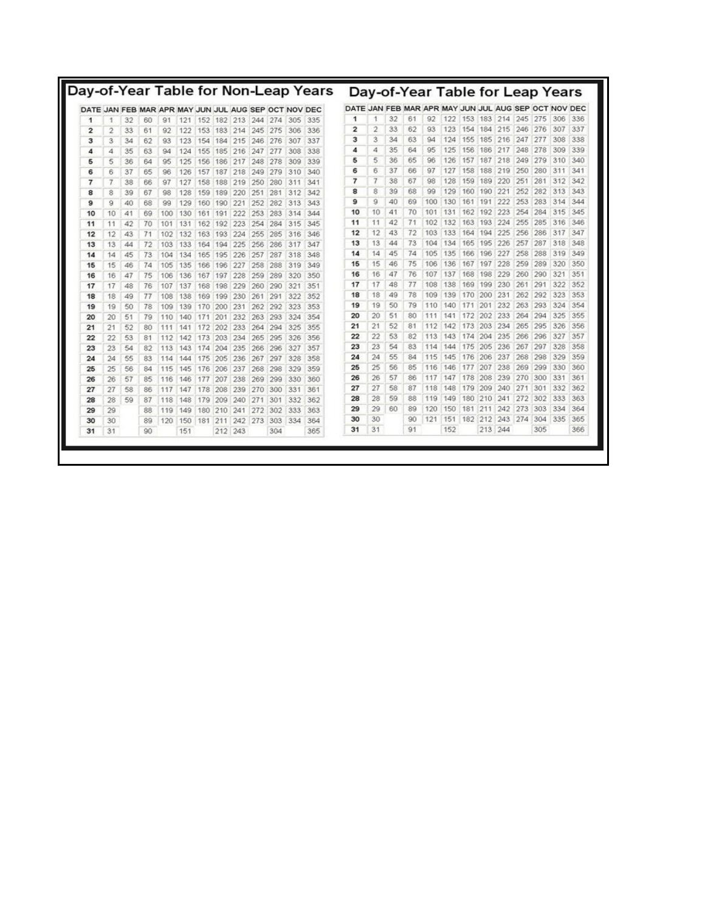## Day-of-Year Table for Non-Leap Years

| DATE | JAN | FEB | MAR | APR | MAY | JUN | JUL | AUG | SEP | OCT | NOV | DEC |
|---|---|---|---|---|---|---|---|---|---|---|---|---|
| 1 | 1 | 32 | 60 | 91 | 121 | 152 | 182 | 213 | 244 | 274 | 305 | 335 |
| 2 | 2 | 33 | 61 | 92 | 122 | 153 | 183 | 214 | 245 | 275 | 306 | 336 |
| 3 | 3 | 34 | 62 | 93 | 123 | 154 | 184 | 215 | 246 | 276 | 307 | 337 |
| 4 | 4 | 35 | 63 | 94 | 124 | 155 | 185 | 216 | 247 | 277 | 308 | 338 |
| 5 | 5 | 36 | 64 | 95 | 125 | 156 | 186 | 217 | 248 | 278 | 309 | 339 |
| 6 | 6 | 37 | 65 | 96 | 126 | 157 | 187 | 218 | 249 | 279 | 310 | 340 |
| 7 | 7 | 38 | 66 | 97 | 127 | 158 | 188 | 219 | 250 | 280 | 311 | 341 |
| 8 | 8 | 39 | 67 | 98 | 128 | 159 | 189 | 220 | 251 | 281 | 312 | 342 |
| 9 | 9 | 40 | 68 | 99 | 129 | 160 | 190 | 221 | 252 | 282 | 313 | 343 |
| 10 | 10 | 41 | 69 | 100 | 130 | 161 | 191 | 222 | 253 | 283 | 314 | 344 |
| 11 | 11 | 42 | 70 | 101 | 131 | 162 | 192 | 223 | 254 | 284 | 315 | 345 |
| 12 | 12 | 43 | 71 | 102 | 132 | 163 | 193 | 224 | 255 | 285 | 316 | 346 |
| 13 | 13 | 44 | 72 | 103 | 133 | 164 | 194 | 225 | 256 | 286 | 317 | 347 |
| 14 | 14 | 45 | 73 | 104 | 134 | 165 | 195 | 226 | 257 | 287 | 318 | 348 |
| 15 | 15 | 46 | 74 | 105 | 135 | 166 | 196 | 227 | 258 | 288 | 319 | 349 |
| 16 | 16 | 47 | 75 | 106 | 136 | 167 | 197 | 228 | 259 | 289 | 320 | 350 |
| 17 | 17 | 48 | 76 | 107 | 137 | 168 | 198 | 229 | 260 | 290 | 321 | 351 |
| 18 | 18 | 49 | 77 | 108 | 138 | 169 | 199 | 230 | 261 | 291 | 322 | 352 |
| 19 | 19 | 50 | 78 | 109 | 139 | 170 | 200 | 231 | 262 | 292 | 323 | 353 |
| 20 | 20 | 51 | 79 | 110 | 140 | 171 | 201 | 232 | 263 | 293 | 324 | 354 |
| 21 | 21 | 52 | 80 | 111 | 141 | 172 | 202 | 233 | 264 | 294 | 325 | 355 |
| 22 | 22 | 53 | 81 | 112 | 142 | 173 | 203 | 234 | 265 | 295 | 326 | 356 |
| 23 | 23 | 54 | 82 | 113 | 143 | 174 | 204 | 235 | 266 | 296 | 327 | 357 |
| 24 | 24 | 55 | 83 | 114 | 144 | 175 | 205 | 236 | 267 | 297 | 328 | 358 |
| 25 | 25 | 56 | 84 | 115 | 145 | 176 | 206 | 237 | 268 | 298 | 329 | 359 |
| 26 | 26 | 57 | 85 | 116 | 146 | 177 | 207 | 238 | 269 | 299 | 330 | 360 |
| 27 | 27 | 58 | 86 | 117 | 147 | 178 | 208 | 239 | 270 | 300 | 331 | 361 |
| 28 | 28 | 59 | 87 | 118 | 148 | 179 | 209 | 240 | 271 | 301 | 332 | 362 |
| 29 | 29 | | 88 | 119 | 149 | 180 | 210 | 241 | 272 | 302 | 333 | 363 |
| 30 | 30 | | 89 | 120 | 150 | 181 | 211 | 242 | 273 | 303 | 334 | 364 |
| 31 | 31 | | 90 | | 151 | | 212 | 243 | | 304 | | 365 |

## Day-of-Year Table for Leap Years

| DATE | JAN | FEB | MAR | APR | MAY | JUN | JUL | AUG | SEP | OCT | NOV | DEC |
|---|---|---|---|---|---|---|---|---|---|---|---|---|
| 1 | 1 | 32 | 61 | 92 | 122 | 153 | 183 | 214 | 245 | 275 | 306 | 336 |
| 2 | 2 | 33 | 62 | 93 | 123 | 154 | 184 | 215 | 246 | 276 | 307 | 337 |
| 3 | 3 | 34 | 63 | 94 | 124 | 155 | 185 | 216 | 247 | 277 | 308 | 338 |
| 4 | 4 | 35 | 64 | 95 | 125 | 156 | 186 | 217 | 248 | 278 | 309 | 339 |
| 5 | 5 | 36 | 65 | 96 | 126 | 157 | 187 | 218 | 249 | 279 | 310 | 340 |
| 6 | 6 | 37 | 66 | 97 | 127 | 158 | 188 | 219 | 250 | 280 | 311 | 341 |
| 7 | 7 | 38 | 67 | 98 | 128 | 159 | 189 | 220 | 251 | 281 | 312 | 342 |
| 8 | 8 | 39 | 68 | 99 | 129 | 160 | 190 | 221 | 252 | 282 | 313 | 343 |
| 9 | 9 | 40 | 69 | 100 | 130 | 161 | 191 | 222 | 253 | 283 | 314 | 344 |
| 10 | 10 | 41 | 70 | 101 | 131 | 162 | 192 | 223 | 254 | 284 | 315 | 345 |
| 11 | 11 | 42 | 71 | 102 | 132 | 163 | 193 | 224 | 255 | 285 | 316 | 346 |
| 12 | 12 | 43 | 72 | 103 | 133 | 164 | 194 | 225 | 256 | 286 | 317 | 347 |
| 13 | 13 | 44 | 73 | 104 | 134 | 165 | 195 | 226 | 257 | 287 | 318 | 348 |
| 14 | 14 | 45 | 74 | 105 | 135 | 166 | 196 | 227 | 258 | 288 | 319 | 349 |
| 15 | 15 | 46 | 75 | 106 | 136 | 167 | 197 | 228 | 259 | 289 | 320 | 350 |
| 16 | 16 | 47 | 76 | 107 | 137 | 168 | 198 | 229 | 260 | 290 | 321 | 351 |
| 17 | 17 | 48 | 77 | 108 | 138 | 169 | 199 | 230 | 261 | 291 | 322 | 352 |
| 18 | 18 | 49 | 78 | 109 | 139 | 170 | 200 | 231 | 262 | 292 | 323 | 353 |
| 19 | 19 | 50 | 79 | 110 | 140 | 171 | 201 | 232 | 263 | 293 | 324 | 354 |
| 20 | 20 | 51 | 80 | 111 | 141 | 172 | 202 | 233 | 264 | 294 | 325 | 355 |
| 21 | 21 | 52 | 81 | 112 | 142 | 173 | 203 | 234 | 265 | 295 | 326 | 356 |
| 22 | 22 | 53 | 82 | 113 | 143 | 174 | 204 | 235 | 266 | 296 | 327 | 357 |
| 23 | 23 | 54 | 83 | 114 | 144 | 175 | 205 | 236 | 267 | 297 | 328 | 358 |
| 24 | 24 | 55 | 84 | 115 | 145 | 176 | 206 | 237 | 268 | 298 | 329 | 359 |
| 25 | 25 | 56 | 85 | 116 | 146 | 177 | 207 | 238 | 269 | 299 | 330 | 360 |
| 26 | 26 | 57 | 86 | 117 | 147 | 178 | 208 | 239 | 270 | 300 | 331 | 361 |
| 27 | 27 | 58 | 87 | 118 | 148 | 179 | 209 | 240 | 271 | 301 | 332 | 362 |
| 28 | 28 | 59 | 88 | 119 | 149 | 180 | 210 | 241 | 272 | 302 | 333 | 363 |
| 29 | 29 | 60 | 89 | 120 | 150 | 181 | 211 | 242 | 273 | 303 | 334 | 364 |
| 30 | 30 | | 90 | 121 | 151 | 182 | 212 | 243 | 274 | 304 | 335 | 365 |
| 31 | 31 | | 91 | | 152 | | 213 | 244 | | 305 | | 366 |